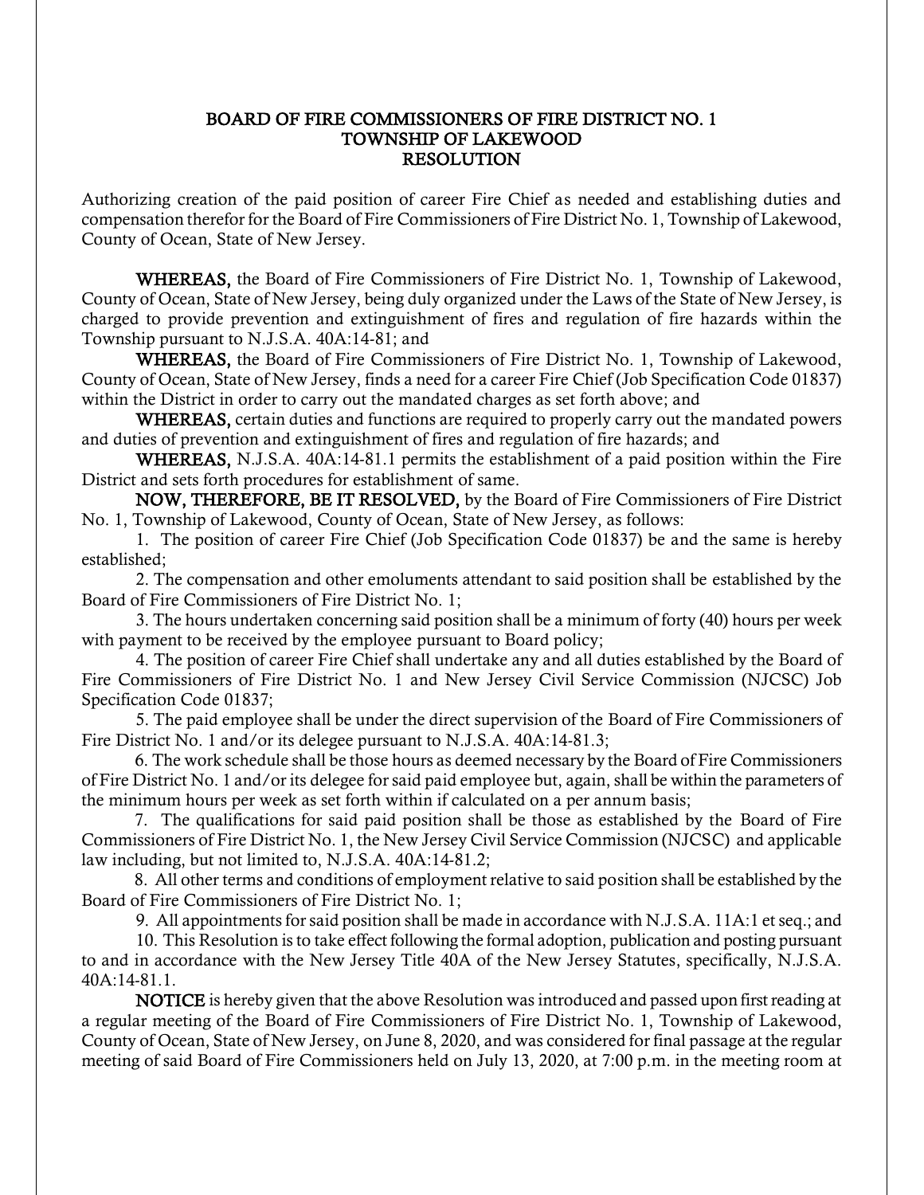# BOARD OF FIRE COMMISSIONERS OF FIRE DISTRICT NO. 1
## TOWNSHIP OF LAKEWOOD
## RESOLUTION

Authorizing creation of the paid position of career Fire Chief as needed and establishing duties and compensation therefor for the Board of Fire Commissioners of Fire District No. 1, Township of Lakewood, County of Ocean, State of New Jersey.

**WHEREAS,** the Board of Fire Commissioners of Fire District No. 1, Township of Lakewood, County of Ocean, State of New Jersey, being duly organized under the Laws of the State of New Jersey, is charged to provide prevention and extinguishment of fires and regulation of fire hazards within the Township pursuant to N.J.S.A. 40A:14-81; and

**WHEREAS,** the Board of Fire Commissioners of Fire District No. 1, Township of Lakewood, County of Ocean, State of New Jersey, finds a need for a career Fire Chief (Job Specification Code 01837) within the District in order to carry out the mandated charges as set forth above; and

**WHEREAS,** certain duties and functions are required to properly carry out the mandated powers and duties of prevention and extinguishment of fires and regulation of fire hazards; and

**WHEREAS,** N.J.S.A. 40A:14-81.1 permits the establishment of a paid position within the Fire District and sets forth procedures for establishment of same.

**NOW, THEREFORE, BE IT RESOLVED,** by the Board of Fire Commissioners of Fire District No. 1, Township of Lakewood, County of Ocean, State of New Jersey, as follows:

1. The position of career Fire Chief (Job Specification Code 01837) be and the same is hereby established;
2. The compensation and other emoluments attendant to said position shall be established by the Board of Fire Commissioners of Fire District No. 1;
3. The hours undertaken concerning said position shall be a minimum of forty (40) hours per week with payment to be received by the employee pursuant to Board policy;
4. The position of career Fire Chief shall undertake any and all duties established by the Board of Fire Commissioners of Fire District No. 1 and New Jersey Civil Service Commission (NJCSC) Job Specification Code 01837;
5. The paid employee shall be under the direct supervision of the Board of Fire Commissioners of Fire District No. 1 and/or its delegee pursuant to N.J.S.A. 40A:14-81.3;
6. The work schedule shall be those hours as deemed necessary by the Board of Fire Commissioners of Fire District No. 1 and/or its delegee for said paid employee but, again, shall be within the parameters of the minimum hours per week as set forth within if calculated on a per annum basis;
7. The qualifications for said paid position shall be those as established by the Board of Fire Commissioners of Fire District No. 1, the New Jersey Civil Service Commission (NJCSC) and applicable law including, but not limited to, N.J.S.A. 40A:14-81.2;
8. All other terms and conditions of employment relative to said position shall be established by the Board of Fire Commissioners of Fire District No. 1;
9. All appointments for said position shall be made in accordance with N.J.S.A. 11A:1 et seq.; and
10. This Resolution is to take effect following the formal adoption, publication and posting pursuant to and in accordance with the New Jersey Title 40A of the New Jersey Statutes, specifically, N.J.S.A. 40A:14-81.1.

**NOTICE** is hereby given that the above Resolution was introduced and passed upon first reading at a regular meeting of the Board of Fire Commissioners of Fire District No. 1, Township of Lakewood, County of Ocean, State of New Jersey, on June 8, 2020, and was considered for final passage at the regular meeting of said Board of Fire Commissioners held on July 13, 2020, at 7:00 p.m. in the meeting room at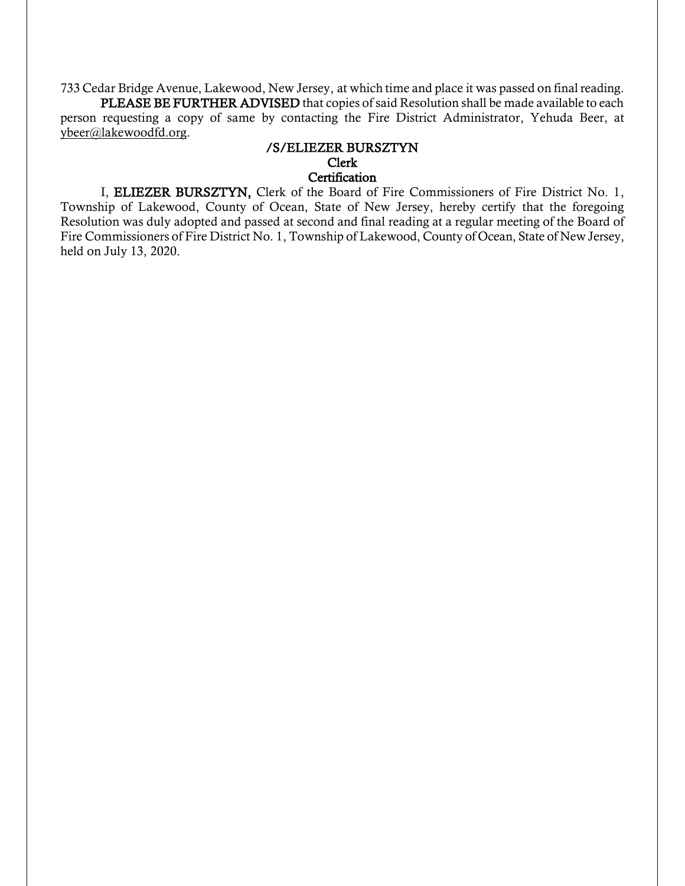733 Cedar Bridge Avenue, Lakewood, New Jersey, at which time and place it was passed on final reading.

**PLEASE BE FURTHER ADVISED** that copies of said Resolution shall be made available to each person requesting a copy of same by contacting the Fire District Administrator, Yehuda Beer, at ybeer@lakewoodfd.org.

**/S/ELIEZER BURSZTYN**
**Clerk**

**Certification**

I, **ELIEZER BURSZTYN,** Clerk of the Board of Fire Commissioners of Fire District No. 1, Township of Lakewood, County of Ocean, State of New Jersey, hereby certify that the foregoing Resolution was duly adopted and passed at second and final reading at a regular meeting of the Board of Fire Commissioners of Fire District No. 1, Township of Lakewood, County of Ocean, State of New Jersey, held on July 13, 2020.